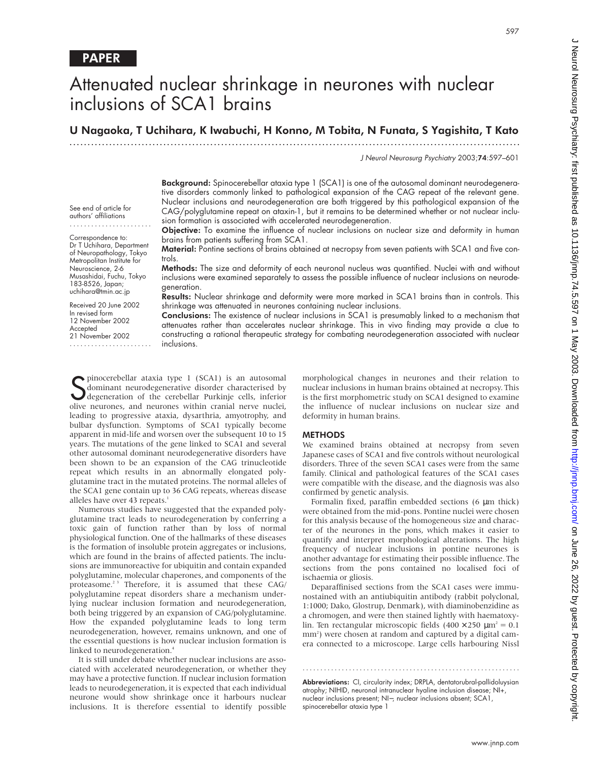PAPER

# Attenuated nuclear shrinkage in neurones with nuclear inclusions of SCA1 brains

**U Nagaoka, T Uchihara, K Iwabuchi, H Konno, M Tobita, N Funata, S Yagishita, T Kato**

See end of article for authors' affiliations

Correspondence to: Dr T Uchihara, Department of Neuropathology, Tokyo Metropolitan Institute for Neuroscience, 2-6 Musashidai, Fuchu, Tokyo 183-8526, Japan; uchihara@tmin.ac.jp

Received 20 June 2002
In revised form 12 November 2002
Accepted 21 November 2002

**Background:** Spinocerebellar ataxia type 1 (SCA1) is one of the autosomal dominant neurodegenerative disorders commonly linked to pathological expansion of the CAG repeat of the relevant gene. Nuclear inclusions and neurodegeneration are both triggered by this pathological expansion of the CAG/polyglutamine repeat on ataxin-1, but it remains to be determined whether or not nuclear inclusion formation is associated with accelerated neurodegeneration.

**Objective:** To examine the influence of nuclear inclusions on nuclear size and deformity in human brains from patients suffering from SCA1.

**Material:** Pontine sections of brains obtained at necropsy from seven patients with SCA1 and five controls.

**Methods:** The size and deformity of each neuronal nucleus was quantified. Nuclei with and without inclusions were examined separately to assess the possible influence of nuclear inclusions on neurodegeneration.

**Results:** Nuclear shrinkage and deformity were more marked in SCA1 brains than in controls. This shrinkage was attenuated in neurones containing nuclear inclusions.

**Conclusions:** The existence of nuclear inclusions in SCA1 is presumably linked to a mechanism that attenuates rather than accelerates nuclear shrinkage. This in vivo finding may provide a clue to constructing a rational therapeutic strategy for combating neurodegeneration associated with nuclear inclusions.

Spinocerebellar ataxia type 1 (SCA1) is an autosomal dominant neurodegenerative disorder characterised by degeneration of the cerebellar Purkinje cells, inferior olive neurones, and neurones within cranial nerve nuclei, leading to progressive ataxia, dysarthria, amyotrophy, and bulbar dysfunction. Symptoms of SCA1 typically become apparent in mid-life and worsen over the subsequent 10 to 15 years. The mutations of the gene linked to SCA1 and several other autosomal dominant neurodegenerative disorders have been shown to be an expansion of the CAG trinucleotide repeat which results in an abnormally elongated polyglutamine tract in the mutated proteins. The normal alleles of the SCA1 gene contain up to 36 CAG repeats, whereas disease alleles have over 43 repeats.[1]

Numerous studies have suggested that the expanded polyglutamine tract leads to neurodegeneration by conferring a toxic gain of function rather than by loss of normal physiological function. One of the hallmarks of these diseases is the formation of insoluble protein aggregates or inclusions, which are found in the brains of affected patients. The inclusions are immunoreactive for ubiquitin and contain expanded polyglutamine, molecular chaperones, and components of the proteasome.[2,3] Therefore, it is assumed that these CAG/polyglutamine repeat disorders share a mechanism underlying nuclear inclusion formation and neurodegeneration, both being triggered by an expansion of CAG/polyglutamine. How the expanded polyglutamine leads to long term neurodegeneration, however, remains unknown, and one of the essential questions is how nuclear inclusion formation is linked to neurodegeneration.[4]

It is still under debate whether nuclear inclusions are associated with accelerated neurodegeneration, or whether they may have a protective function. If nuclear inclusion formation leads to neurodegeneration, it is expected that each individual neurone would show shrinkage once it harbours nuclear inclusions. It is therefore essential to identify possible morphological changes in neurones and their relation to nuclear inclusions in human brains obtained at necropsy. This is the first morphometric study on SCA1 designed to examine the influence of nuclear inclusions on nuclear size and deformity in human brains.

## METHODS

We examined brains obtained at necropsy from seven Japanese cases of SCA1 and five controls without neurological disorders. Three of the seven SCA1 cases were from the same family. Clinical and pathological features of the SCA1 cases were compatible with the disease, and the diagnosis was also confirmed by genetic analysis.

Formalin fixed, paraffin embedded sections (6 μm thick) were obtained from the mid-pons. Pontine nuclei were chosen for this analysis because of the homogeneous size and character of the neurones in the pons, which makes it easier to quantify and interpret morphological alterations. The high frequency of nuclear inclusions in pontine neurones is another advantage for estimating their possible influence. The sections from the pons contained no localised foci of ischaemia or gliosis.

Deparaffinised sections from the SCA1 cases were immunostained with an antiubiquitin antibody (rabbit polyclonal, 1:1000; Dako, Glostrup, Denmark), with diaminobenzidine as a chromogen, and were then stained lightly with haematoxylin. Ten rectangular microscopic fields ($400 \times 250$ $\mu m^2 = 0.1$ $mm^2$) were chosen at random and captured by a digital camera connected to a microscope. Large cells harbouring Nissl

**Abbreviations:** CI, circularity index; DRPLA, dentatorubral-pallidoluysian atrophy; NIHID, neuronal intranuclear hyaline inclusion disease; NI+, nuclear inclusions present; NI−, nuclear inclusions absent; SCA1, spinocerebellar ataxia type 1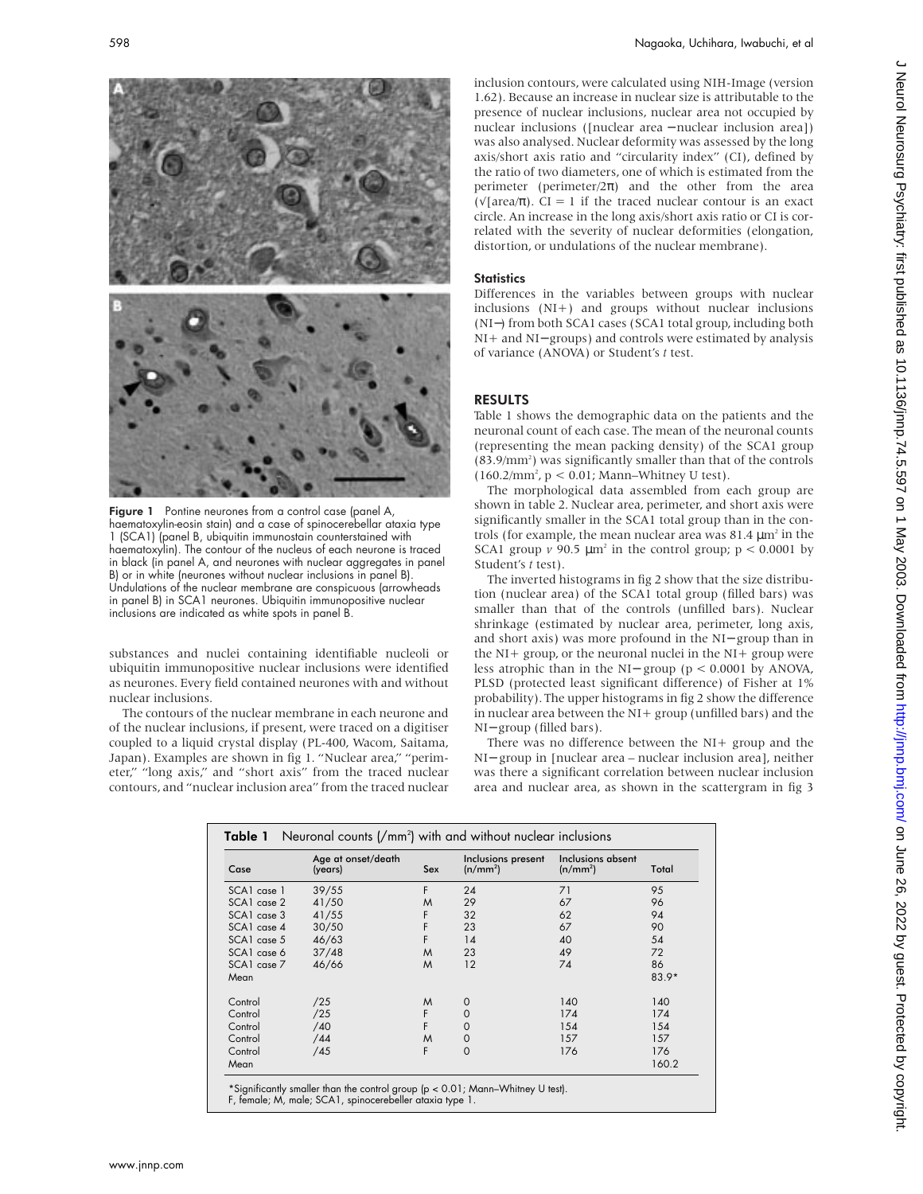Figure 1 Pontine neurones from a control case (panel A, haematoxylin-eosin stain) and a case of spinocerebellar ataxia type 1 (SCA1) (panel B, ubiquitin immunostain counterstained with haematoxylin). The contour of the nucleus of each neurone is traced in black (in panel A, and neurones with nuclear aggregates in panel B) or in white (neurones without nuclear inclusions in panel B). Undulations of the nuclear membrane are conspicuous (arrowheads in panel B) in SCA1 neurones. Ubiquitin immunopositive nuclear inclusions are indicated as white spots in panel B.

substances and nuclei containing identifiable nucleoli or ubiquitin immunopositive nuclear inclusions were identified as neurones. Every field contained neurones with and without nuclear inclusions.

The contours of the nuclear membrane in each neurone and of the nuclear inclusions, if present, were traced on a digitiser coupled to a liquid crystal display (PL-400, Wacom, Saitama, Japan). Examples are shown in fig 1. "Nuclear area," "perimeter," "long axis," and "short axis" from the traced nuclear contours, and "nuclear inclusion area" from the traced nuclear inclusion contours, were calculated using NIH-Image (version 1.62). Because an increase in nuclear size is attributable to the presence of nuclear inclusions, nuclear area not occupied by nuclear inclusions ([nuclear area −nuclear inclusion area]) was also analysed. Nuclear deformity was assessed by the long axis/short axis ratio and "circularity index" (CI), defined by the ratio of two diameters, one of which is estimated from the perimeter (perimeter/2π) and the other from the area ($\sqrt{[\text{area}/\pi]}$). CI = 1 if the traced nuclear contour is an exact circle. An increase in the long axis/short axis ratio or CI is correlated with the severity of nuclear deformities (elongation, distortion, or undulations of the nuclear membrane).

### Statistics

Differences in the variables between groups with nuclear inclusions (NI+) and groups without nuclear inclusions (NI−) from both SCA1 cases (SCA1 total group, including both NI+ and NI−groups) and controls were estimated by analysis of variance (ANOVA) or Student's *t* test.

## RESULTS

Table 1 shows the demographic data on the patients and the neuronal count of each case. The mean of the neuronal counts (representing the mean packing density) of the SCA1 group (83.9/mm$^2$) was significantly smaller than that of the controls (160.2/mm$^2$, $p < 0.01$; Mann–Whitney U test).

The morphological data assembled from each group are shown in table 2. Nuclear area, perimeter, and short axis were significantly smaller in the SCA1 total group than in the controls (for example, the mean nuclear area was 81.4 μm$^2$ in the SCA1 group *v* 90.5 μm$^2$ in the control group; $p < 0.0001$ by Student's *t* test).

The inverted histograms in fig 2 show that the size distribution (nuclear area) of the SCA1 total group (filled bars) was smaller than that of the controls (unfilled bars). Nuclear shrinkage (estimated by nuclear area, perimeter, long axis, and short axis) was more profound in the NI− group than in the NI+ group, or the neuronal nuclei in the NI+ group were less atrophic than in the NI− group ($p < 0.0001$ by ANOVA, PLSD (protected least significant difference) of Fisher at 1% probability). The upper histograms in fig 2 show the difference in nuclear area between the NI+ group (unfilled bars) and the NI− group (filled bars).

There was no difference between the NI+ group and the NI− group in [nuclear area – nuclear inclusion area], neither was there a significant correlation between nuclear inclusion area and nuclear area, as shown in the scattergram in fig 3

**Table 1** Neuronal counts (/mm$^2$) with and without nuclear inclusions

| Case | Age at onset/death (years) | Sex | Inclusions present (n/mm$^2$) | Inclusions absent (n/mm$^2$) | Total |
|---|---|---|---|---|---|
| SCA1 case 1 | 39/55 | F | 24 | 71 | 95 |
| SCA1 case 2 | 41/50 | M | 29 | 67 | 96 |
| SCA1 case 3 | 41/55 | F | 32 | 62 | 94 |
| SCA1 case 4 | 30/50 | F | 23 | 67 | 90 |
| SCA1 case 5 | 46/63 | F | 14 | 40 | 54 |
| SCA1 case 6 | 37/48 | M | 23 | 49 | 72 |
| SCA1 case 7 | 46/66 | M | 12 | 74 | 86 |
| Mean | | | | | 83.9* |
| Control | /25 | M | 0 | 140 | 140 |
| Control | /25 | F | 0 | 174 | 174 |
| Control | /40 | F | 0 | 154 | 154 |
| Control | /44 | M | 0 | 157 | 157 |
| Control | /45 | F | 0 | 176 | 176 |
| Mean | | | | | 160.2 |

*Significantly smaller than the control group ($p < 0.01$; Mann–Whitney U test).
F, female; M, male; SCA1, spinocerebeller ataxia type 1.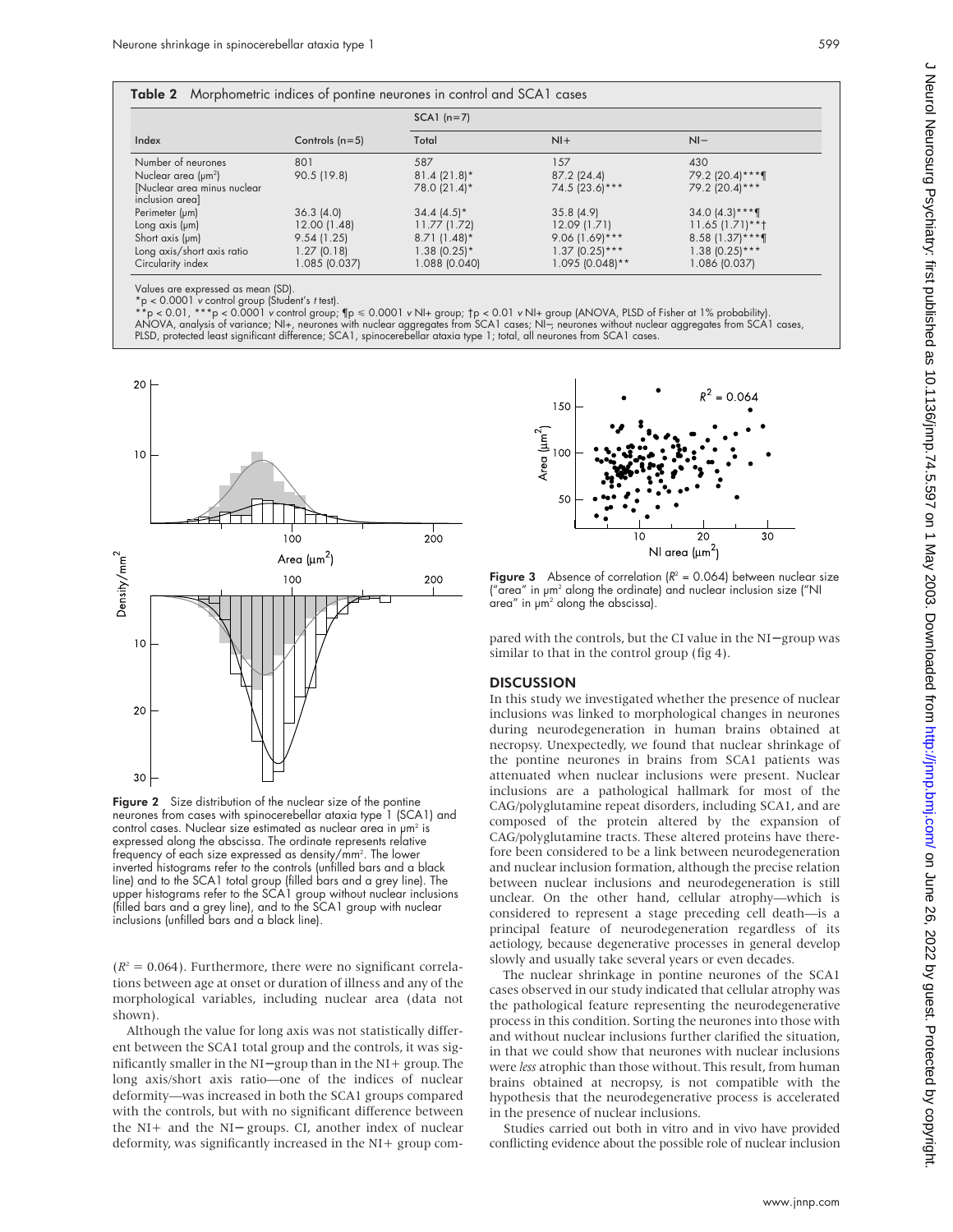**Table 2** Morphometric indices of pontine neurones in control and SCA1 cases

| Index | Controls (n=5) | SCA1 (n=7) | | |
|---|---|---|---|---|
| | | Total | NI+ | NI− |
| Number of neurones | 801 | 587 | 157 | 430 |
| Nuclear area (μm²) | 90.5 (19.8) | 81.4 (21.8)* | 87.2 (24.4) | 79.2 (20.4)***¶ |
| [Nuclear area minus nuclear inclusion area] | | 78.0 (21.4)* | 74.5 (23.6)*** | 79.2 (20.4)*** |
| Perimeter (μm) | 36.3 (4.0) | 34.4 (4.5)* | 35.8 (4.9) | 34.0 (4.3)***¶ |
| Long axis (μm) | 12.00 (1.48) | 11.77 (1.72) | 12.09 (1.71) | 11.65 (1.71)**† |
| Short axis (μm) | 9.54 (1.25) | 8.71 (1.48)* | 9.06 (1.69)*** | 8.58 (1.37)***¶ |
| Long axis/short axis ratio | 1.27 (0.18) | 1.38 (0.25)* | 1.37 (0.25)*** | 1.38 (0.25)*** |
| Circularity index | 1.085 (0.037) | 1.088 (0.040) | 1.095 (0.048)** | 1.086 (0.037) |

Values are expressed as mean (SD).
*p < 0.0001 v control group (Student's t test).
**p < 0.01, ***p < 0.0001 v control group; ¶p ≤ 0.0001 v NI+ group; †p < 0.01 v NI+ group (ANOVA, PLSD of Fisher at 1% probability).
ANOVA, analysis of variance; NI+, neurones with nuclear aggregates from SCA1 cases; NI−, neurones without nuclear aggregates from SCA1 cases, PLSD, protected least significant difference; SCA1, spinocerebellar ataxia type 1; total, all neurones from SCA1 cases.

**Figure 2** Size distribution of the nuclear size of the pontine neurones from cases with spinocerebellar ataxia type 1 (SCA1) and control cases. Nuclear size estimated as nuclear area in μm² is expressed along the abscissa. The ordinate represents relative frequency of each size expressed as density/mm². The lower inverted histograms refer to the controls (unfilled bars and a black line) and to the SCA1 total group (filled bars and a grey line). The upper histograms refer to the SCA1 group without nuclear inclusions (filled bars and a grey line), and to the SCA1 group with nuclear inclusions (unfilled bars and a black line).

($R^2 = 0.064$). Furthermore, there were no significant correlations between age at onset or duration of illness and any of the morphological variables, including nuclear area (data not shown).

Although the value for long axis was not statistically different between the SCA1 total group and the controls, it was significantly smaller in the NI− group than in the NI+ group. The long axis/short axis ratio—one of the indices of nuclear deformity—was increased in both the SCA1 groups compared with the controls, but with no significant difference between the NI+ and the NI− groups. CI, another index of nuclear deformity, was significantly increased in the NI+ group compared with the controls, but the CI value in the NI− group was similar to that in the control group (fig 4).

**Figure 3** Absence of correlation ($R^2 = 0.064$) between nuclear size ("area" in μm² along the ordinate) and nuclear inclusion size ("NI area" in μm² along the abscissa).

## DISCUSSION

In this study we investigated whether the presence of nuclear inclusions was linked to morphological changes in neurones during neurodegeneration in human brains obtained at necropsy. Unexpectedly, we found that nuclear shrinkage of the pontine neurones in brains from SCA1 patients was attenuated when nuclear inclusions were present. Nuclear inclusions are a pathological hallmark for most of the CAG/polyglutamine repeat disorders, including SCA1, and are composed of the protein altered by the expansion of CAG/polyglutamine tracts. These altered proteins have therefore been considered to be a link between neurodegeneration and nuclear inclusion formation, although the precise relation between nuclear inclusions and neurodegeneration is still unclear. On the other hand, cellular atrophy—which is considered to represent a stage preceding cell death—is a principal feature of neurodegeneration regardless of its aetiology, because degenerative processes in general develop slowly and usually take several years or even decades.

The nuclear shrinkage in pontine neurones of the SCA1 cases observed in our study indicated that cellular atrophy was the pathological feature representing the neurodegenerative process in this condition. Sorting the neurones into those with and without nuclear inclusions further clarified the situation, in that we could show that neurones with nuclear inclusions were *less* atrophic than those without. This result, from human brains obtained at necropsy, is not compatible with the hypothesis that the neurodegenerative process is accelerated in the presence of nuclear inclusions.

Studies carried out both in vitro and in vivo have provided conflicting evidence about the possible role of nuclear inclusion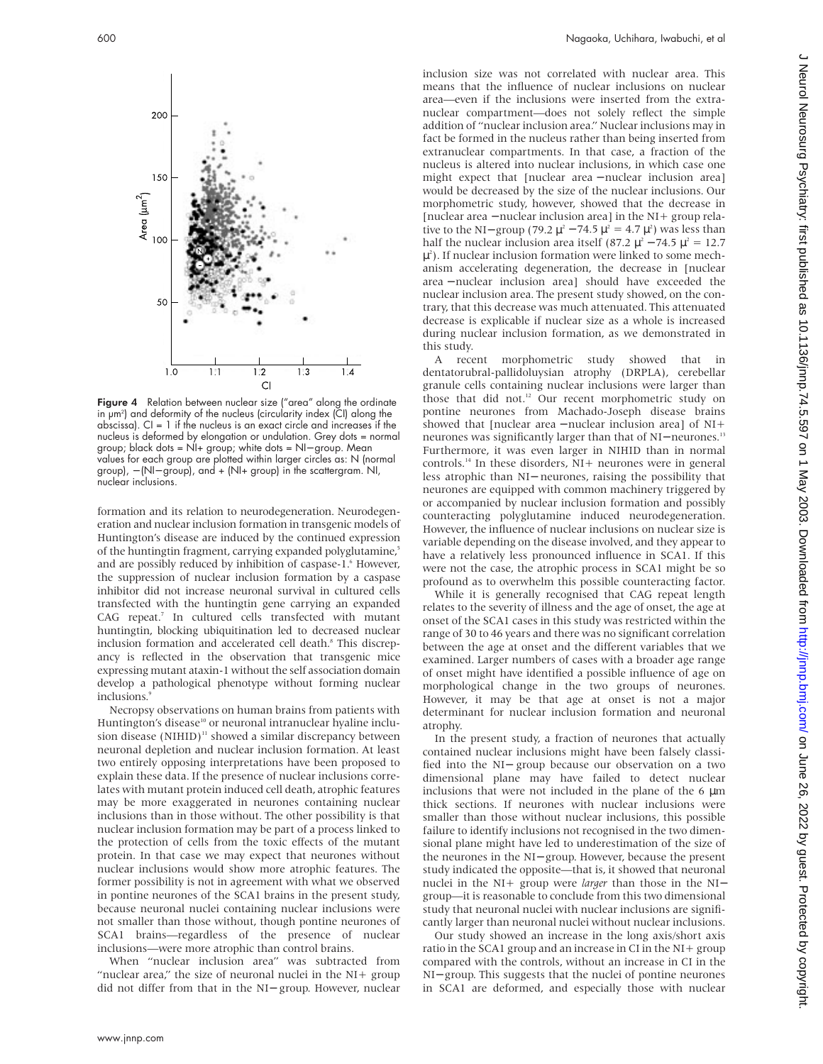Figure 4 Relation between nuclear size ("area" along the ordinate in μm²) and deformity of the nucleus (circularity index (CI) along the abscissa). CI = 1 if the nucleus is an exact circle and increases if the nucleus is deformed by elongation or undulation. Grey dots = normal group; black dots = NI+ group; white dots = NI− group. Mean values for each group are plotted within larger circles as: N (normal group), −(NI− group), and + (NI+ group) in the scattergram. NI, nuclear inclusions.

formation and its relation to neurodegeneration. Neurodegeneration and nuclear inclusion formation in transgenic models of Huntington's disease are induced by the continued expression of the huntingtin fragment, carrying expanded polyglutamine,[5] and are possibly reduced by inhibition of caspase-1.[6] However, the suppression of nuclear inclusion formation by a caspase inhibitor did not increase neuronal survival in cultured cells transfected with the huntingtin gene carrying an expanded CAG repeat.[7] In cultured cells transfected with mutant huntingtin, blocking ubiquitination led to decreased nuclear inclusion formation and accelerated cell death.[8] This discrepancy is reflected in the observation that transgenic mice expressing mutant ataxin-1 without the self association domain develop a pathological phenotype without forming nuclear inclusions.[9]

Necropsy observations on human brains from patients with Huntington's disease[10] or neuronal intranuclear hyaline inclusion disease (NIHID)[11] showed a similar discrepancy between neuronal depletion and nuclear inclusion formation. At least two entirely opposing interpretations have been proposed to explain these data. If the presence of nuclear inclusions correlates with mutant protein induced cell death, atrophic features may be more exaggerated in neurones containing nuclear inclusions than in those without. The other possibility is that nuclear inclusion formation may be part of a process linked to the protection of cells from the toxic effects of the mutant protein. In that case we may expect that neurones without nuclear inclusions would show more atrophic features. The former possibility is not in agreement with what we observed in pontine neurones of the SCA1 brains in the present study, because neuronal nuclei containing nuclear inclusions were not smaller than those without, though pontine neurones of SCA1 brains—regardless of the presence of nuclear inclusions—were more atrophic than control brains.

When "nuclear inclusion area" was subtracted from "nuclear area," the size of neuronal nuclei in the NI+ group did not differ from that in the NI− group. However, nuclear inclusion size was not correlated with nuclear area. This means that the influence of nuclear inclusions on nuclear area—even if the inclusions were inserted from the extranuclear compartment—does not solely reflect the simple addition of "nuclear inclusion area." Nuclear inclusions may in fact be formed in the nucleus rather than being inserted from extranuclear compartments. In that case, a fraction of the nucleus is altered into nuclear inclusions, in which case one might expect that [nuclear area −nuclear inclusion area] would be decreased by the size of the nuclear inclusions. Our morphometric study, however, showed that the decrease in [nuclear area −nuclear inclusion area] in the NI+ group relative to the NI− group ($79.2\ \mu^2 - 74.5\ \mu^2 = 4.7\ \mu^2$) was less than half the nuclear inclusion area itself ($87.2\ \mu^2 - 74.5\ \mu^2 = 12.7\ \mu^2$). If nuclear inclusion formation were linked to some mechanism accelerating degeneration, the decrease in [nuclear area −nuclear inclusion area] should have exceeded the nuclear inclusion area. The present study showed, on the contrary, that this decrease was much attenuated. This attenuated decrease is explicable if nuclear size as a whole is increased during nuclear inclusion formation, as we demonstrated in this study.

A recent morphometric study showed that in dentatorubral-pallidoluysian atrophy (DRPLA), cerebellar granule cells containing nuclear inclusions were larger than those that did not.[12] Our recent morphometric study on pontine neurones from Machado-Joseph disease brains showed that [nuclear area −nuclear inclusion area] of NI+ neurones was significantly larger than that of NI− neurones.[13] Furthermore, it was even larger in NIHID than in normal controls.[14] In these disorders, NI+ neurones were in general less atrophic than NI− neurones, raising the possibility that neurones are equipped with common machinery triggered by or accompanied by nuclear inclusion formation and possibly counteracting polyglutamine induced neurodegeneration. However, the influence of nuclear inclusions on nuclear size is variable depending on the disease involved, and they appear to have a relatively less pronounced influence in SCA1. If this were not the case, the atrophic process in SCA1 might be so profound as to overwhelm this possible counteracting factor.

While it is generally recognised that CAG repeat length relates to the severity of illness and the age of onset, the age at onset of the SCA1 cases in this study was restricted within the range of 30 to 46 years and there was no significant correlation between the age at onset and the different variables that we examined. Larger numbers of cases with a broader age range of onset might have identified a possible influence of age on morphological change in the two groups of neurones. However, it may be that age at onset is not a major determinant for nuclear inclusion formation and neuronal atrophy.

In the present study, a fraction of neurones that actually contained nuclear inclusions might have been falsely classified into the NI− group because our observation on a two dimensional plane may have failed to detect nuclear inclusions that were not included in the plane of the 6 μm thick sections. If neurones with nuclear inclusions were smaller than those without nuclear inclusions, this possible failure to identify inclusions not recognised in the two dimensional plane might have led to underestimation of the size of the neurones in the NI− group. However, because the present study indicated the opposite—that is, it showed that neuronal nuclei in the NI+ group were *larger* than those in the NI− group—it is reasonable to conclude from this two dimensional study that neuronal nuclei with nuclear inclusions are significantly larger than neuronal nuclei without nuclear inclusions.

Our study showed an increase in the long axis/short axis ratio in the SCA1 group and an increase in CI in the NI+ group compared with the controls, without an increase in CI in the NI− group. This suggests that the nuclei of pontine neurones in SCA1 are deformed, and especially those with nuclear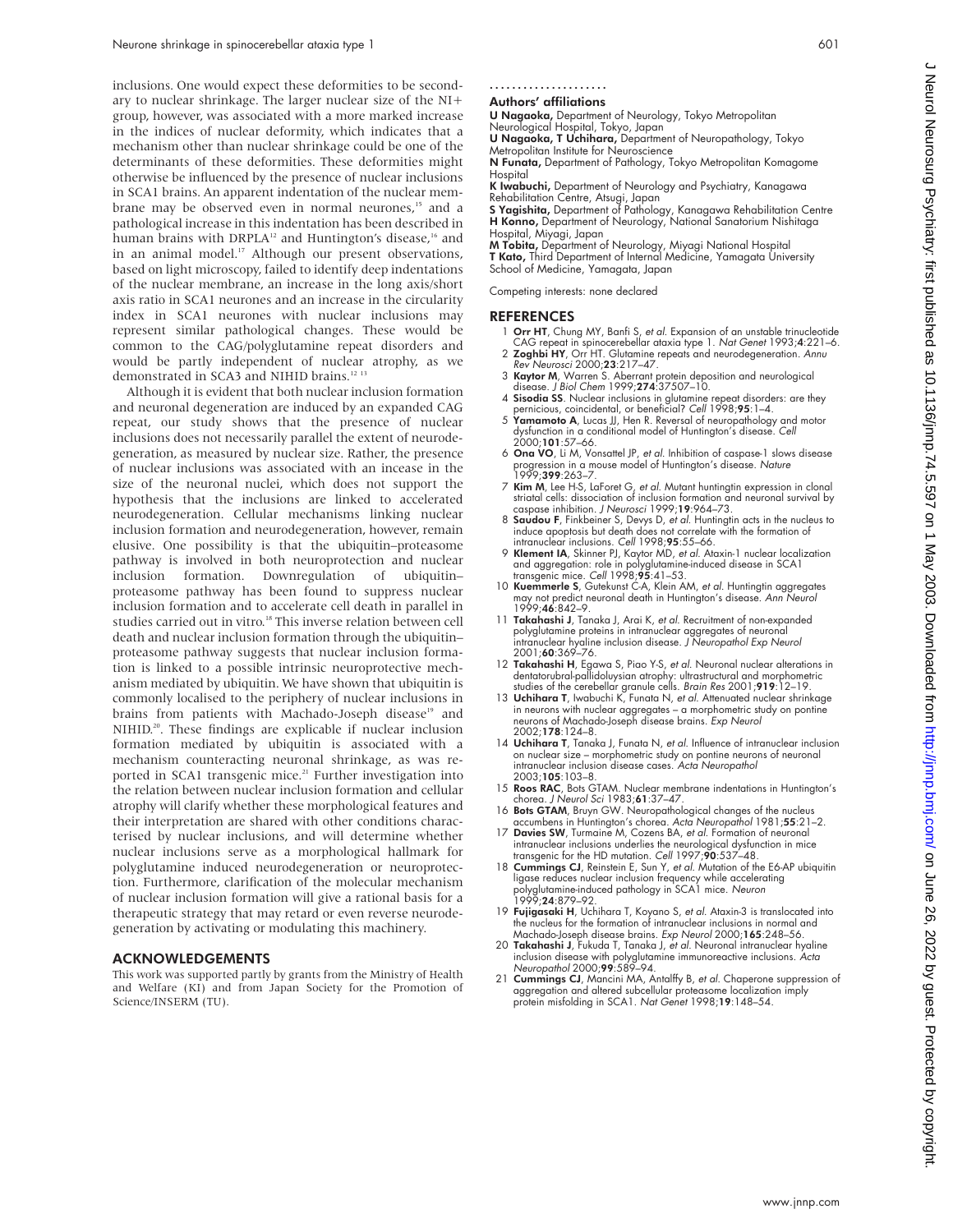inclusions. One would expect these deformities to be secondary to nuclear shrinkage. The larger nuclear size of the NI+ group, however, was associated with a more marked increase in the indices of nuclear deformity, which indicates that a mechanism other than nuclear shrinkage could be one of the determinants of these deformities. These deformities might otherwise be influenced by the presence of nuclear inclusions in SCA1 brains. An apparent indentation of the nuclear membrane may be observed even in normal neurones,[15] and a pathological increase in this indentation has been described in human brains with DRPLA[12] and Huntington's disease,[16] and in an animal model.[17] Although our present observations, based on light microscopy, failed to identify deep indentations of the nuclear membrane, an increase in the long axis/short axis ratio in SCA1 neurones and an increase in the circularity index in SCA1 neurones with nuclear inclusions may represent similar pathological changes. These would be common to the CAG/polyglutamine repeat disorders and would be partly independent of nuclear atrophy, as we demonstrated in SCA3 and NIHID brains.[12 13]

Although it is evident that both nuclear inclusion formation and neuronal degeneration are induced by an expanded CAG repeat, our study shows that the presence of nuclear inclusions does not necessarily parallel the extent of neurodegeneration, as measured by nuclear size. Rather, the presence of nuclear inclusions was associated with an incease in the size of the neuronal nuclei, which does not support the hypothesis that the inclusions are linked to accelerated neurodegeneration. Cellular mechanisms linking nuclear inclusion formation and neurodegeneration, however, remain elusive. One possibility is that the ubiquitin–proteasome pathway is involved in both neuroprotection and nuclear inclusion formation. Downregulation of ubiquitin–proteasome pathway has been found to suppress nuclear inclusion formation and to accelerate cell death in parallel in studies carried out in vitro.[18] This inverse relation between cell death and nuclear inclusion formation through the ubiquitin–proteasome pathway suggests that nuclear inclusion formation is linked to a possible intrinsic neuroprotective mechanism mediated by ubiquitin. We have shown that ubiquitin is commonly localised to the periphery of nuclear inclusions in brains from patients with Machado-Joseph disease[19] and NIHID.[20]. These findings are explicable if nuclear inclusion formation mediated by ubiquitin is associated with a mechanism counteracting neuronal shrinkage, as was reported in SCA1 transgenic mice.[21] Further investigation into the relation between nuclear inclusion formation and cellular atrophy will clarify whether these morphological features and their interpretation are shared with other conditions characterised by nuclear inclusions, and will determine whether nuclear inclusions serve as a morphological hallmark for polyglutamine induced neurodegeneration or neuroprotection. Furthermore, clarification of the molecular mechanism of nuclear inclusion formation will give a rational basis for a therapeutic strategy that may retard or even reverse neurodegeneration by activating or modulating this machinery.

## ACKNOWLEDGEMENTS

This work was supported partly by grants from the Ministry of Health and Welfare (KI) and from Japan Society for the Promotion of Science/INSERM (TU).

### Authors' affiliations

**U Nagaoka,** Department of Neurology, Tokyo Metropolitan Neurological Hospital, Tokyo, Japan
**U Nagaoka, T Uchihara,** Department of Neuropathology, Tokyo Metropolitan Institute for Neuroscience
**N Funata,** Department of Pathology, Tokyo Metropolitan Komagome Hospital
**K Iwabuchi,** Department of Neurology and Psychiatry, Kanagawa Rehabilitation Centre, Atsugi, Japan
**S Yagishita,** Department of Pathology, Kanagawa Rehabilitation Centre
**H Konno,** Department of Neurology, National Sanatorium Nishitaga Hospital, Miyagi, Japan
**M Tobita,** Department of Neurology, Miyagi National Hospital
**T Kato,** Third Department of Internal Medicine, Yamagata University School of Medicine, Yamagata, Japan

Competing interests: none declared

## REFERENCES

1. **Orr HT**, Chung MY, Banfi S, *et al.* Expansion of an unstable trinucleotide CAG repeat in spinocerebellar ataxia type 1. *Nat Genet* 1993;**4**:221–6.
2. **Zoghbi HY**, Orr HT. Glutamine repeats and neurodegeneration. *Annu Rev Neurosci* 2000;**23**:217–47.
3. **Kaytor M**, Warren S. Aberrant protein deposition and neurological disease. *J Biol Chem* 1999;**274**:37507–10.
4. **Sisodia SS**. Nuclear inclusions in glutamine repeat disorders: are they pernicious, coincidental, or beneficial? *Cell* 1998;**95**:1–4.
5. **Yamamoto A**, Lucas JJ, Hen R. Reversal of neuropathology and motor dysfunction in a conditional model of Huntington's disease. *Cell* 2000;**101**:57–66.
6. **Ona VO**, Li M, Vonsattel JP, *et al.* Inhibition of caspase-1 slows disease progression in a mouse model of Huntington's disease. *Nature* 1999;**399**:263–7.
7. **Kim M**, Lee H-S, LaForet G, *et al.* Mutant huntingtin expression in clonal striatal cells: dissociation of inclusion formation and neuronal survival by caspase inhibition. *J Neurosci* 1999;**19**:964–73.
8. **Saudou F**, Finkbeiner S, Devys D, *et al.* Huntingtin acts in the nucleus to induce apoptosis but death does not correlate with the formation of intranuclear inclusions. *Cell* 1998;**95**:55–66.
9. **Klement IA**, Skinner PJ, Kaytor MD, *et al.* Ataxin-1 nuclear localization and aggregation: role in polyglutamine-induced disease in SCA1 transgenic mice. *Cell* 1998;**95**:41–53.
10. **Kuemmerle S**, Gutekunst C-A, Klein AM, *et al.* Huntingtin aggregates may not predict neuronal death in Huntington's disease. *Ann Neurol* 1999;**46**:842–9.
11. **Takahashi J**, Tanaka J, Arai K, *et al.* Recruitment of non-expanded polyglutamine proteins in intranuclear aggregates of neuronal intranuclear hyaline inclusion disease. *J Neuropathol Exp Neurol* 2001;**60**:369–76.
12. **Takahashi H**, Egawa S, Piao Y-S, *et al.* Neuronal nuclear alterations in dentatorubral-pallidoluysian atrophy: ultrastructural and morphometric studies of the cerebellar granule cells. *Brain Res* 2001;**919**:12–19.
13. **Uchihara T**, Iwabuchi K, Funata N, *et al.* Attenuated nuclear shrinkage in neurons with nuclear aggregates – a morphometric study on pontine neurons of Machado-Joseph disease brains. *Exp Neurol* 2002;**178**:124–8.
14. **Uchihara T**, Tanaka J, Funata N, *et al.* Influence of intranuclear inclusion on nuclear size – morphometric study on pontine neurons of neuronal intranuclear inclusion disease cases. *Acta Neuropathol* 2003;**105**:103–8.
15. **Roos RAC**, Bots GTAM. Nuclear membrane indentations in Huntington's chorea. *J Neurol Sci* 1983;**61**:37–47.
16. **Bots GTAM**, Bruyn GW. Neuropathological changes of the nucleus accumbens in Huntington's chorea. *Acta Neuropathol* 1981;**55**:21–2.
17. **Davies SW**, Turmaine M, Cozens BA, *et al.* Formation of neuronal intranuclear inclusions underlies the neurological dysfunction in mice transgenic for the HD mutation. *Cell* 1997;**90**:537–48.
18. **Cummings CJ**, Reinstein E, Sun Y, *et al.* Mutation of the E6-AP ubiquitin ligase reduces nuclear inclusion frequency while accelerating polyglutamine-induced pathology in SCA1 mice. *Neuron* 1999;**24**:879–92.
19. **Fujigasaki H**, Uchihara T, Koyano S, *et al.* Ataxin-3 is translocated into the nucleus for the formation of intranuclear inclusions in normal and Machado-Joseph disease brains. *Exp Neurol* 2000;**165**:248–56.
20. **Takahashi J**, Fukuda T, Tanaka J, *et al.* Neuronal intranuclear hyaline inclusion disease with polyglutamine immunoreactive inclusions. *Acta Neuropathol* 2000;**99**:589–94.
21. **Cummings CJ**, Mancini MA, Antalffy B, *et al.* Chaperone suppression of aggregation and altered subcellular proteasome localization imply protein misfolding in SCA1. *Nat Genet* 1998;**19**:148–54.